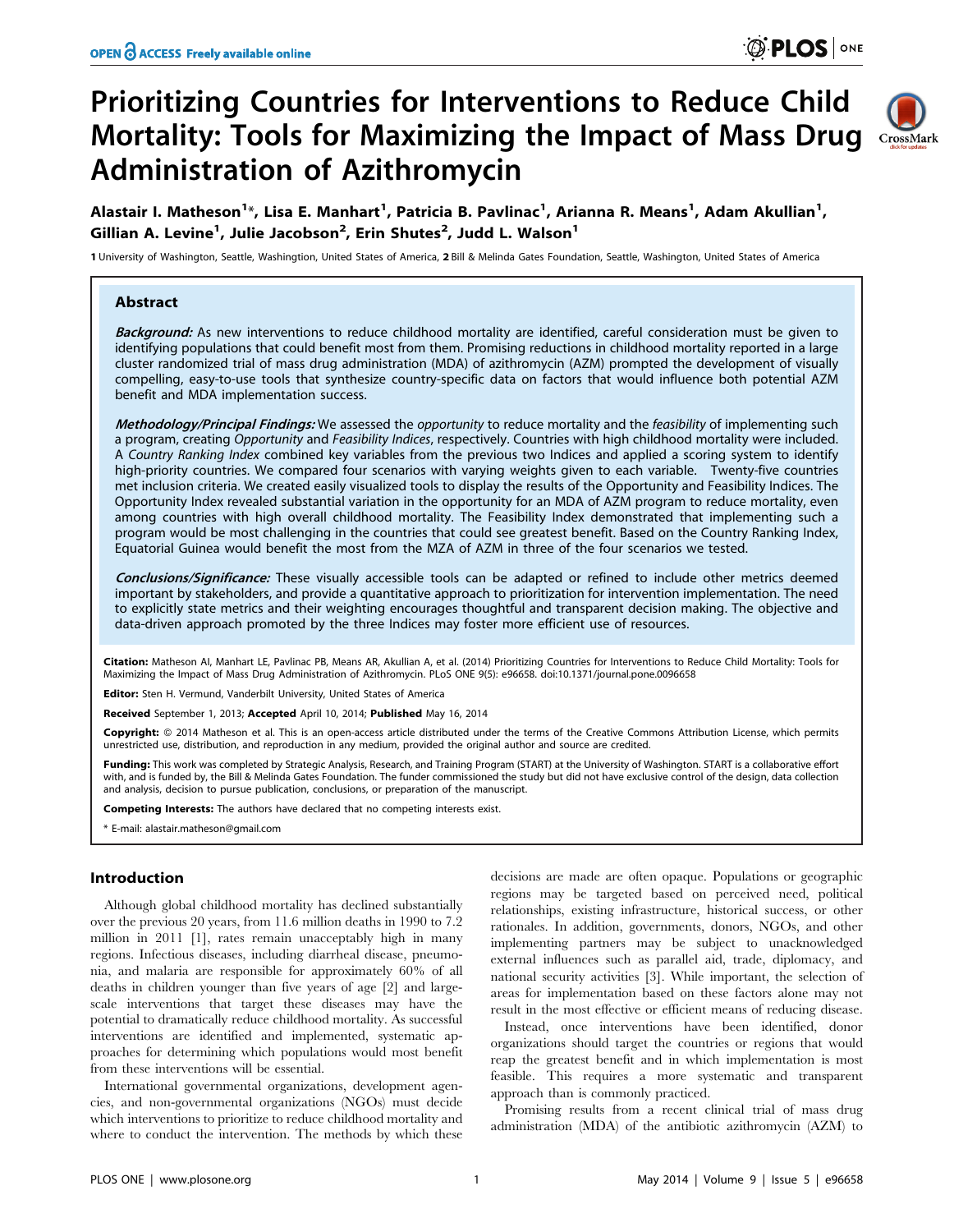# Prioritizing Countries for Interventions to Reduce Child Mortality: Tools for Maximizing the Impact of Mass Drug Administration of Azithromycin

**Alastair I. Matheson[1]*, Lisa E. Manhart[1], Patricia B. Pavlinac[1], Arianna R. Means[1], Adam Akullian[1], Gillian A. Levine[1], Julie Jacobson[2], Erin Shutes[2], Judd L. Walson[1]**

1 University of Washington, Seattle, Washington, United States of America, 2 Bill & Melinda Gates Foundation, Seattle, Washington, United States of America

## Abstract

***Background:*** As new interventions to reduce childhood mortality are identified, careful consideration must be given to identifying populations that could benefit most from them. Promising reductions in childhood mortality reported in a large cluster randomized trial of mass drug administration (MDA) of azithromycin (AZM) prompted the development of visually compelling, easy-to-use tools that synthesize country-specific data on factors that would influence both potential AZM benefit and MDA implementation success.

***Methodology/Principal Findings:*** We assessed the *opportunity* to reduce mortality and the *feasibility* of implementing such a program, creating *Opportunity* and *Feasibility Indices*, respectively. Countries with high childhood mortality were included. A *Country Ranking Index* combined key variables from the previous two Indices and applied a scoring system to identify high-priority countries. We compared four scenarios with varying weights given to each variable. Twenty-five countries met inclusion criteria. We created easily visualized tools to display the results of the Opportunity and Feasibility Indices. The Opportunity Index revealed substantial variation in the opportunity for an MDA of AZM program to reduce mortality, even among countries with high overall childhood mortality. The Feasibility Index demonstrated that implementing such a program would be most challenging in the countries that could see greatest benefit. Based on the Country Ranking Index, Equatorial Guinea would benefit the most from the MZA of AZM in three of the four scenarios we tested.

***Conclusions/Significance:*** These visually accessible tools can be adapted or refined to include other metrics deemed important by stakeholders, and provide a quantitative approach to prioritization for intervention implementation. The need to explicitly state metrics and their weighting encourages thoughtful and transparent decision making. The objective and data-driven approach promoted by the three Indices may foster more efficient use of resources.

**Citation:** Matheson AI, Manhart LE, Pavlinac PB, Means AR, Akullian A, et al. (2014) Prioritizing Countries for Interventions to Reduce Child Mortality: Tools for Maximizing the Impact of Mass Drug Administration of Azithromycin. PLoS ONE 9(5): e96658. doi:10.1371/journal.pone.0096658

**Editor:** Sten H. Vermund, Vanderbilt University, United States of America

**Received** September 1, 2013; **Accepted** April 10, 2014; **Published** May 16, 2014

**Copyright:** © 2014 Matheson et al. This is an open-access article distributed under the terms of the Creative Commons Attribution License, which permits unrestricted use, distribution, and reproduction in any medium, provided the original author and source are credited.

**Funding:** This work was completed by Strategic Analysis, Research, and Training Program (START) at the University of Washington. START is a collaborative effort with, and is funded by, the Bill & Melinda Gates Foundation. The funder commissioned the study but did not have exclusive control of the design, data collection and analysis, decision to pursue publication, conclusions, or preparation of the manuscript.

**Competing Interests:** The authors have declared that no competing interests exist.

* E-mail: alastair.matheson@gmail.com

## Introduction

Although global childhood mortality has declined substantially over the previous 20 years, from 11.6 million deaths in 1990 to 7.2 million in 2011 [1], rates remain unacceptably high in many regions. Infectious diseases, including diarrheal disease, pneumonia, and malaria are responsible for approximately 60% of all deaths in children younger than five years of age [2] and large-scale interventions that target these diseases may have the potential to dramatically reduce childhood mortality. As successful interventions are identified and implemented, systematic approaches for determining which populations would most benefit from these interventions will be essential.

International governmental organizations, development agencies, and non-governmental organizations (NGOs) must decide which interventions to prioritize to reduce childhood mortality and where to conduct the intervention. The methods by which these decisions are made are often opaque. Populations or geographic regions may be targeted based on perceived need, political relationships, existing infrastructure, historical success, or other rationales. In addition, governments, donors, NGOs, and other implementing partners may be subject to unacknowledged external influences such as parallel aid, trade, diplomacy, and national security activities [3]. While important, the selection of areas for implementation based on these factors alone may not result in the most effective or efficient means of reducing disease.

Instead, once interventions have been identified, donor organizations should target the countries or regions that would reap the greatest benefit and in which implementation is most feasible. This requires a more systematic and transparent approach than is commonly practiced.

Promising results from a recent clinical trial of mass drug administration (MDA) of the antibiotic azithromycin (AZM) to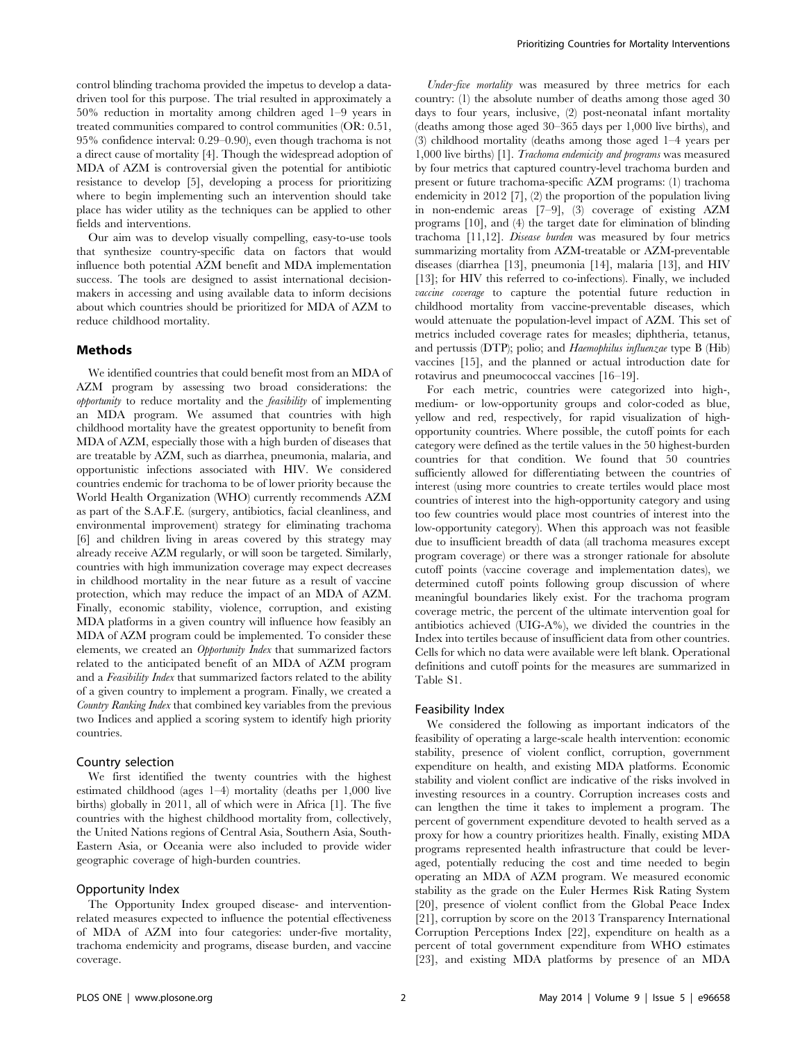control blinding trachoma provided the impetus to develop a data-driven tool for this purpose. The trial resulted in approximately a 50% reduction in mortality among children aged 1–9 years in treated communities compared to control communities (OR: 0.51, 95% confidence interval: 0.29–0.90), even though trachoma is not a direct cause of mortality [4]. Though the widespread adoption of MDA of AZM is controversial given the potential for antibiotic resistance to develop [5], developing a process for prioritizing where to begin implementing such an intervention should take place has wider utility as the techniques can be applied to other fields and interventions.

Our aim was to develop visually compelling, easy-to-use tools that synthesize country-specific data on factors that would influence both potential AZM benefit and MDA implementation success. The tools are designed to assist international decision-makers in accessing and using available data to inform decisions about which countries should be prioritized for MDA of AZM to reduce childhood mortality.

## Methods

We identified countries that could benefit most from an MDA of AZM program by assessing two broad considerations: the *opportunity* to reduce mortality and the *feasibility* of implementing an MDA program. We assumed that countries with high childhood mortality have the greatest opportunity to benefit from MDA of AZM, especially those with a high burden of diseases that are treatable by AZM, such as diarrhea, pneumonia, malaria, and opportunistic infections associated with HIV. We considered countries endemic for trachoma to be of lower priority because the World Health Organization (WHO) currently recommends AZM as part of the S.A.F.E. (surgery, antibiotics, facial cleanliness, and environmental improvement) strategy for eliminating trachoma [6] and children living in areas covered by this strategy may already receive AZM regularly, or will soon be targeted. Similarly, countries with high immunization coverage may expect decreases in childhood mortality in the near future as a result of vaccine protection, which may reduce the impact of an MDA of AZM. Finally, economic stability, violence, corruption, and existing MDA platforms in a given country will influence how feasibly an MDA of AZM program could be implemented. To consider these elements, we created an *Opportunity Index* that summarized factors related to the anticipated benefit of an MDA of AZM program and a *Feasibility Index* that summarized factors related to the ability of a given country to implement a program. Finally, we created a *Country Ranking Index* that combined key variables from the previous two Indices and applied a scoring system to identify high priority countries.

### Country selection

We first identified the twenty countries with the highest estimated childhood (ages 1–4) mortality (deaths per 1,000 live births) globally in 2011, all of which were in Africa [1]. The five countries with the highest childhood mortality from, collectively, the United Nations regions of Central Asia, Southern Asia, South-Eastern Asia, or Oceania were also included to provide wider geographic coverage of high-burden countries.

### Opportunity Index

The Opportunity Index grouped disease- and intervention-related measures expected to influence the potential effectiveness of MDA of AZM into four categories: under-five mortality, trachoma endemicity and programs, disease burden, and vaccine coverage.

*Under-five mortality* was measured by three metrics for each country: (1) the absolute number of deaths among those aged 30 days to four years, inclusive, (2) post-neonatal infant mortality (deaths among those aged 30–365 days per 1,000 live births), and (3) childhood mortality (deaths among those aged 1–4 years per 1,000 live births) [1]. *Trachoma endemicity and programs* was measured by four metrics that captured country-level trachoma burden and present or future trachoma-specific AZM programs: (1) trachoma endemicity in 2012 [7], (2) the proportion of the population living in non-endemic areas [7–9], (3) coverage of existing AZM programs [10], and (4) the target date for elimination of blinding trachoma [11,12]. *Disease burden* was measured by four metrics summarizing mortality from AZM-treatable or AZM-preventable diseases (diarrhea [13], pneumonia [14], malaria [13], and HIV [13]; for HIV this referred to co-infections). Finally, we included *vaccine coverage* to capture the potential future reduction in childhood mortality from vaccine-preventable diseases, which would attenuate the population-level impact of AZM. This set of metrics included coverage rates for measles; diphtheria, tetanus, and pertussis (DTP); polio; and *Haemophilus influenzae* type B (Hib) vaccines [15], and the planned or actual introduction date for rotavirus and pneumococcal vaccines [16–19].

For each metric, countries were categorized into high-, medium- or low-opportunity groups and color-coded as blue, yellow and red, respectively, for rapid visualization of high-opportunity countries. Where possible, the cutoff points for each category were defined as the tertile values in the 50 highest-burden countries for that condition. We found that 50 countries sufficiently allowed for differentiating between the countries of interest (using more countries to create tertiles would place most countries of interest into the high-opportunity category and using too few countries would place most countries of interest into the low-opportunity category). When this approach was not feasible due to insufficient breadth of data (all trachoma measures except program coverage) or there was a stronger rationale for absolute cutoff points (vaccine coverage and implementation dates), we determined cutoff points following group discussion of where meaningful boundaries likely exist. For the trachoma program coverage metric, the percent of the ultimate intervention goal for antibiotics achieved (UIG-A%), we divided the countries in the Index into tertiles because of insufficient data from other countries. Cells for which no data were available were left blank. Operational definitions and cutoff points for the measures are summarized in Table S1.

### Feasibility Index

We considered the following as important indicators of the feasibility of operating a large-scale health intervention: economic stability, presence of violent conflict, corruption, government expenditure on health, and existing MDA platforms. Economic stability and violent conflict are indicative of the risks involved in investing resources in a country. Corruption increases costs and can lengthen the time it takes to implement a program. The percent of government expenditure devoted to health served as a proxy for how a country prioritizes health. Finally, existing MDA programs represented health infrastructure that could be leveraged, potentially reducing the cost and time needed to begin operating an MDA of AZM program. We measured economic stability as the grade on the Euler Hermes Risk Rating System [20], presence of violent conflict from the Global Peace Index [21], corruption by score on the 2013 Transparency International Corruption Perceptions Index [22], expenditure on health as a percent of total government expenditure from WHO estimates [23], and existing MDA platforms by presence of an MDA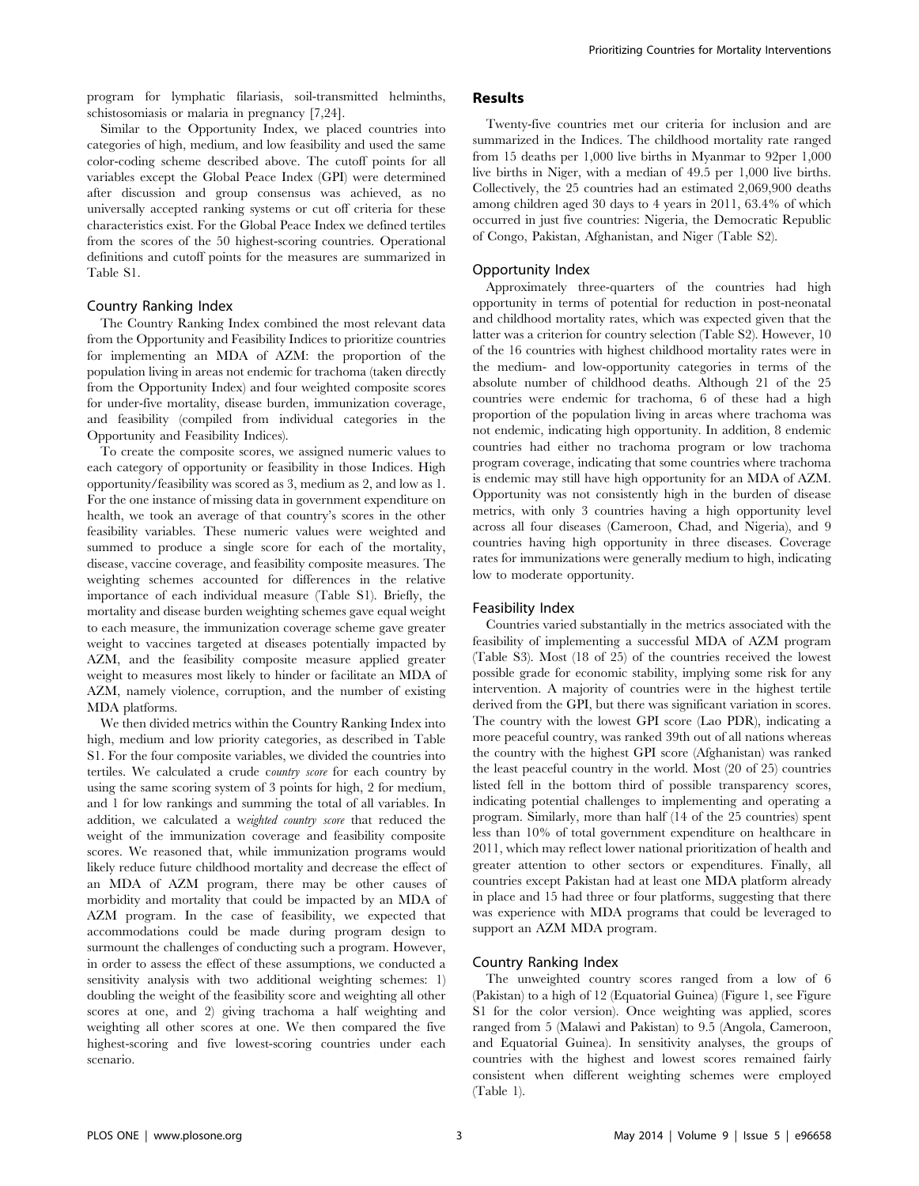program for lymphatic filariasis, soil-transmitted helminths, schistosomiasis or malaria in pregnancy [7,24].

Similar to the Opportunity Index, we placed countries into categories of high, medium, and low feasibility and used the same color-coding scheme described above. The cutoff points for all variables except the Global Peace Index (GPI) were determined after discussion and group consensus was achieved, as no universally accepted ranking systems or cut off criteria for these characteristics exist. For the Global Peace Index we defined tertiles from the scores of the 50 highest-scoring countries. Operational definitions and cutoff points for the measures are summarized in Table S1.

### Country Ranking Index

The Country Ranking Index combined the most relevant data from the Opportunity and Feasibility Indices to prioritize countries for implementing an MDA of AZM: the proportion of the population living in areas not endemic for trachoma (taken directly from the Opportunity Index) and four weighted composite scores for under-five mortality, disease burden, immunization coverage, and feasibility (compiled from individual categories in the Opportunity and Feasibility Indices).

To create the composite scores, we assigned numeric values to each category of opportunity or feasibility in those Indices. High opportunity/feasibility was scored as 3, medium as 2, and low as 1. For the one instance of missing data in government expenditure on health, we took an average of that country's scores in the other feasibility variables. These numeric values were weighted and summed to produce a single score for each of the mortality, disease, vaccine coverage, and feasibility composite measures. The weighting schemes accounted for differences in the relative importance of each individual measure (Table S1). Briefly, the mortality and disease burden weighting schemes gave equal weight to each measure, the immunization coverage scheme gave greater weight to vaccines targeted at diseases potentially impacted by AZM, and the feasibility composite measure applied greater weight to measures most likely to hinder or facilitate an MDA of AZM, namely violence, corruption, and the number of existing MDA platforms.

We then divided metrics within the Country Ranking Index into high, medium and low priority categories, as described in Table S1. For the four composite variables, we divided the countries into tertiles. We calculated a crude *country score* for each country by using the same scoring system of 3 points for high, 2 for medium, and 1 for low rankings and summing the total of all variables. In addition, we calculated a *weighted country score* that reduced the weight of the immunization coverage and feasibility composite scores. We reasoned that, while immunization programs would likely reduce future childhood mortality and decrease the effect of an MDA of AZM program, there may be other causes of morbidity and mortality that could be impacted by an MDA of AZM program. In the case of feasibility, we expected that accommodations could be made during program design to surmount the challenges of conducting such a program. However, in order to assess the effect of these assumptions, we conducted a sensitivity analysis with two additional weighting schemes: 1) doubling the weight of the feasibility score and weighting all other scores at one, and 2) giving trachoma a half weighting and weighting all other scores at one. We then compared the five highest-scoring and five lowest-scoring countries under each scenario.

## Results

Twenty-five countries met our criteria for inclusion and are summarized in the Indices. The childhood mortality rate ranged from 15 deaths per 1,000 live births in Myanmar to 92per 1,000 live births in Niger, with a median of 49.5 per 1,000 live births. Collectively, the 25 countries had an estimated 2,069,900 deaths among children aged 30 days to 4 years in 2011, 63.4% of which occurred in just five countries: Nigeria, the Democratic Republic of Congo, Pakistan, Afghanistan, and Niger (Table S2).

### Opportunity Index

Approximately three-quarters of the countries had high opportunity in terms of potential for reduction in post-neonatal and childhood mortality rates, which was expected given that the latter was a criterion for country selection (Table S2). However, 10 of the 16 countries with highest childhood mortality rates were in the medium- and low-opportunity categories in terms of the absolute number of childhood deaths. Although 21 of the 25 countries were endemic for trachoma, 6 of these had a high proportion of the population living in areas where trachoma was not endemic, indicating high opportunity. In addition, 8 endemic countries had either no trachoma program or low trachoma program coverage, indicating that some countries where trachoma is endemic may still have high opportunity for an MDA of AZM. Opportunity was not consistently high in the burden of disease metrics, with only 3 countries having a high opportunity level across all four diseases (Cameroon, Chad, and Nigeria), and 9 countries having high opportunity in three diseases. Coverage rates for immunizations were generally medium to high, indicating low to moderate opportunity.

### Feasibility Index

Countries varied substantially in the metrics associated with the feasibility of implementing a successful MDA of AZM program (Table S3). Most (18 of 25) of the countries received the lowest possible grade for economic stability, implying some risk for any intervention. A majority of countries were in the highest tertile derived from the GPI, but there was significant variation in scores. The country with the lowest GPI score (Lao PDR), indicating a more peaceful country, was ranked 39th out of all nations whereas the country with the highest GPI score (Afghanistan) was ranked the least peaceful country in the world. Most (20 of 25) countries listed fell in the bottom third of possible transparency scores, indicating potential challenges to implementing and operating a program. Similarly, more than half (14 of the 25 countries) spent less than 10% of total government expenditure on healthcare in 2011, which may reflect lower national prioritization of health and greater attention to other sectors or expenditures. Finally, all countries except Pakistan had at least one MDA platform already in place and 15 had three or four platforms, suggesting that there was experience with MDA programs that could be leveraged to support an AZM MDA program.

### Country Ranking Index

The unweighted country scores ranged from a low of 6 (Pakistan) to a high of 12 (Equatorial Guinea) (Figure 1, see Figure S1 for the color version). Once weighting was applied, scores ranged from 5 (Malawi and Pakistan) to 9.5 (Angola, Cameroon, and Equatorial Guinea). In sensitivity analyses, the groups of countries with the highest and lowest scores remained fairly consistent when different weighting schemes were employed (Table 1).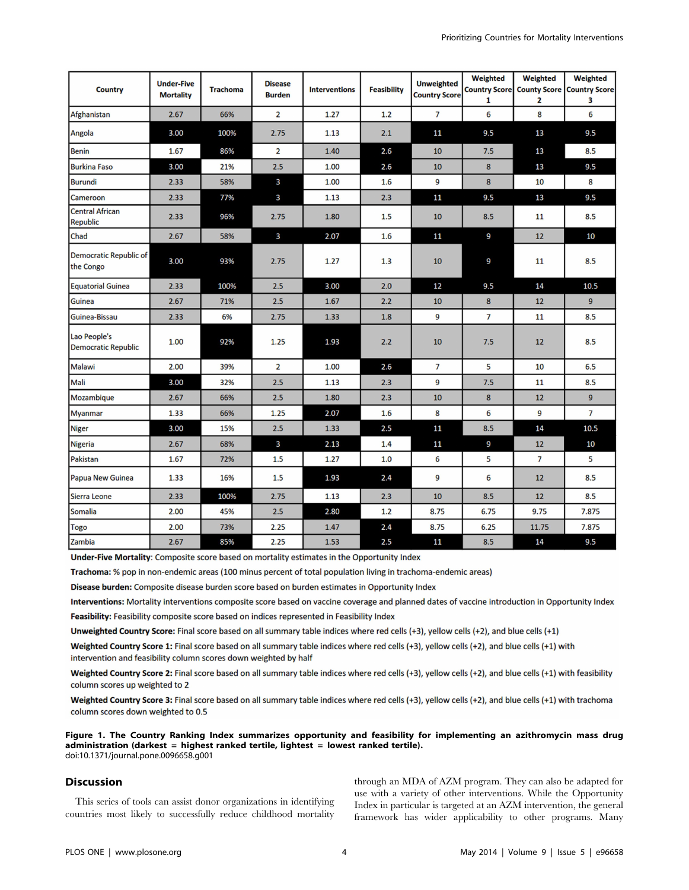| Country | Under-Five Mortality | Trachoma | Disease Burden | Interventions | Feasibility | Unweighted Country Score | Weighted Country Score 1 | Weighted County Score 2 | Weighted Country Score 3 |
|---|---|---|---|---|---|---|---|---|---|
| Afghanistan | 2.67 | 66% | 2 | 1.27 | 1.2 | 7 | 6 | 8 | 6 |
| Angola | 3.00 | 100% | 2.75 | 1.13 | 2.1 | 11 | 9.5 | 13 | 9.5 |
| Benin | 1.67 | 86% | 2 | 1.40 | 2.6 | 10 | 7.5 | 13 | 8.5 |
| Burkina Faso | 3.00 | 21% | 2.5 | 1.00 | 2.6 | 10 | 8 | 13 | 9.5 |
| Burundi | 2.33 | 58% | 3 | 1.00 | 1.6 | 9 | 8 | 10 | 8 |
| Cameroon | 2.33 | 77% | 3 | 1.13 | 2.3 | 11 | 9.5 | 13 | 9.5 |
| Central African Republic | 2.33 | 96% | 2.75 | 1.80 | 1.5 | 10 | 8.5 | 11 | 8.5 |
| Chad | 2.67 | 58% | 3 | 2.07 | 1.6 | 11 | 9 | 12 | 10 |
| Democratic Republic of the Congo | 3.00 | 93% | 2.75 | 1.27 | 1.3 | 10 | 9 | 11 | 8.5 |
| Equatorial Guinea | 2.33 | 100% | 2.5 | 3.00 | 2.0 | 12 | 9.5 | 14 | 10.5 |
| Guinea | 2.67 | 71% | 2.5 | 1.67 | 2.2 | 10 | 8 | 12 | 9 |
| Guinea-Bissau | 2.33 | 6% | 2.75 | 1.33 | 1.8 | 9 | 7 | 11 | 8.5 |
| Lao People's Democratic Republic | 1.00 | 92% | 1.25 | 1.93 | 2.2 | 10 | 7.5 | 12 | 8.5 |
| Malawi | 2.00 | 39% | 2 | 1.00 | 2.6 | 7 | 5 | 10 | 6.5 |
| Mali | 3.00 | 32% | 2.5 | 1.13 | 2.3 | 9 | 7.5 | 11 | 8.5 |
| Mozambique | 2.67 | 66% | 2.5 | 1.80 | 2.3 | 10 | 8 | 12 | 9 |
| Myanmar | 1.33 | 66% | 1.25 | 2.07 | 1.6 | 8 | 6 | 9 | 7 |
| Niger | 3.00 | 15% | 2.5 | 1.33 | 2.5 | 11 | 8.5 | 14 | 10.5 |
| Nigeria | 2.67 | 68% | 3 | 2.13 | 1.4 | 11 | 9 | 12 | 10 |
| Pakistan | 1.67 | 72% | 1.5 | 1.27 | 1.0 | 6 | 5 | 7 | 5 |
| Papua New Guinea | 1.33 | 16% | 1.5 | 1.93 | 2.4 | 9 | 6 | 12 | 8.5 |
| Sierra Leone | 2.33 | 100% | 2.75 | 1.13 | 2.3 | 10 | 8.5 | 12 | 8.5 |
| Somalia | 2.00 | 45% | 2.5 | 2.80 | 1.2 | 8.75 | 6.75 | 9.75 | 7.875 |
| Togo | 2.00 | 73% | 2.25 | 1.47 | 2.4 | 8.75 | 6.25 | 11.75 | 7.875 |
| Zambia | 2.67 | 85% | 2.25 | 1.53 | 2.5 | 11 | 8.5 | 14 | 9.5 |

**Under-Five Mortality**: Composite score based on mortality estimates in the Opportunity Index

**Trachoma:** % pop in non-endemic areas (100 minus percent of total population living in trachoma-endemic areas)

**Disease burden:** Composite disease burden score based on burden estimates in Opportunity Index

**Interventions:** Mortality interventions composite score based on vaccine coverage and planned dates of vaccine introduction in Opportunity Index

**Feasibility:** Feasibility composite score based on indices represented in Feasibility Index

**Unweighted Country Score:** Final score based on all summary table indices where red cells (+3), yellow cells (+2), and blue cells (+1)

**Weighted Country Score 1:** Final score based on all summary table indices where red cells (+3), yellow cells (+2), and blue cells (+1) with intervention and feasibility column scores down weighted by half

**Weighted Country Score 2:** Final score based on all summary table indices where red cells (+3), yellow cells (+2), and blue cells (+1) with feasibility column scores up weighted to 2

**Weighted Country Score 3:** Final score based on all summary table indices where red cells (+3), yellow cells (+2), and blue cells (+1) with trachoma column scores down weighted to 0.5

**Figure 1. The Country Ranking Index summarizes opportunity and feasibility for implementing an azithromycin mass drug administration (darkest = highest ranked tertile, lightest = lowest ranked tertile).**
doi:10.1371/journal.pone.0096658.g001

## Discussion

This series of tools can assist donor organizations in identifying countries most likely to successfully reduce childhood mortality through an MDA of AZM program. They can also be adapted for use with a variety of other interventions. While the Opportunity Index in particular is targeted at an AZM intervention, the general framework has wider applicability to other programs. Many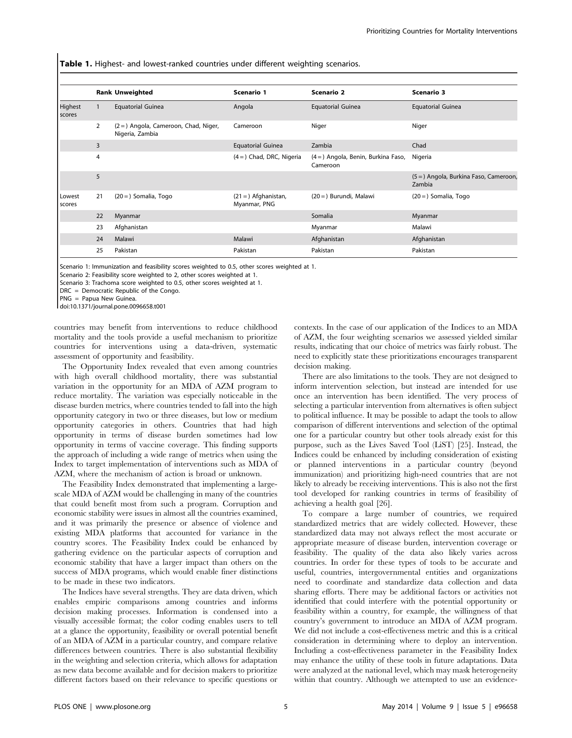**Table 1.** Highest- and lowest-ranked countries under different weighting scenarios.

| | Rank | Unweighted | Scenario 1 | Scenario 2 | Scenario 3 |
|---|---|---|---|---|---|
| Highest scores | 1 | Equatorial Guinea | Angola | Equatorial Guinea | Equatorial Guinea |
| | 2 | (2 = ) Angola, Cameroon, Chad, Niger, Nigeria, Zambia | Cameroon | Niger | Niger |
| | 3 | | Equatorial Guinea | Zambia | Chad |
| | 4 | | (4 = ) Chad, DRC, Nigeria | (4 = ) Angola, Benin, Burkina Faso, Cameroon | Nigeria |
| | 5 | | | | (5 = ) Angola, Burkina Faso, Cameroon, Zambia |
| Lowest scores | 21 | (20 = ) Somalia, Togo | (21 = ) Afghanistan, Myanmar, PNG | (20 = ) Burundi, Malawi | (20 = ) Somalia, Togo |
| | 22 | Myanmar | | Somalia | Myanmar |
| | 23 | Afghanistan | | Myanmar | Malawi |
| | 24 | Malawi | Malawi | Afghanistan | Afghanistan |
| | 25 | Pakistan | Pakistan | Pakistan | Pakistan |

Scenario 1: Immunization and feasibility scores weighted to 0.5, other scores weighted at 1.
Scenario 2: Feasibility score weighted to 2, other scores weighted at 1.
Scenario 3: Trachoma score weighted to 0.5, other scores weighted at 1.
DRC = Democratic Republic of the Congo.
PNG = Papua New Guinea.
doi:10.1371/journal.pone.0096658.t001

countries may benefit from interventions to reduce childhood mortality and the tools provide a useful mechanism to prioritize countries for interventions using a data-driven, systematic assessment of opportunity and feasibility.

The Opportunity Index revealed that even among countries with high overall childhood mortality, there was substantial variation in the opportunity for an MDA of AZM program to reduce mortality. The variation was especially noticeable in the disease burden metrics, where countries tended to fall into the high opportunity category in two or three diseases, but low or medium opportunity categories in others. Countries that had high opportunity in terms of disease burden sometimes had low opportunity in terms of vaccine coverage. This finding supports the approach of including a wide range of metrics when using the Index to target implementation of interventions such as MDA of AZM, where the mechanism of action is broad or unknown.

The Feasibility Index demonstrated that implementing a large-scale MDA of AZM would be challenging in many of the countries that could benefit most from such a program. Corruption and economic stability were issues in almost all the countries examined, and it was primarily the presence or absence of violence and existing MDA platforms that accounted for variance in the country scores. The Feasibility Index could be enhanced by gathering evidence on the particular aspects of corruption and economic stability that have a larger impact than others on the success of MDA programs, which would enable finer distinctions to be made in these two indicators.

The Indices have several strengths. They are data driven, which enables empiric comparisons among countries and informs decision making processes. Information is condensed into a visually accessible format; the color coding enables users to tell at a glance the opportunity, feasibility or overall potential benefit of an MDA of AZM in a particular country, and compare relative differences between countries. There is also substantial flexibility in the weighting and selection criteria, which allows for adaptation as new data become available and for decision makers to prioritize different factors based on their relevance to specific questions or contexts. In the case of our application of the Indices to an MDA of AZM, the four weighting scenarios we assessed yielded similar results, indicating that our choice of metrics was fairly robust. The need to explicitly state these prioritizations encourages transparent decision making.

There are also limitations to the tools. They are not designed to inform intervention selection, but instead are intended for use once an intervention has been identified. The very process of selecting a particular intervention from alternatives is often subject to political influence. It may be possible to adapt the tools to allow comparison of different interventions and selection of the optimal one for a particular country but other tools already exist for this purpose, such as the Lives Saved Tool (LiST) [25]. Instead, the Indices could be enhanced by including consideration of existing or planned interventions in a particular country (beyond immunization) and prioritizing high-need countries that are not likely to already be receiving interventions. This is also not the first tool developed for ranking countries in terms of feasibility of achieving a health goal [26].

To compare a large number of countries, we required standardized metrics that are widely collected. However, these standardized data may not always reflect the most accurate or appropriate measure of disease burden, intervention coverage or feasibility. The quality of the data also likely varies across countries. In order for these types of tools to be accurate and useful, countries, intergovernmental entities and organizations need to coordinate and standardize data collection and data sharing efforts. There may be additional factors or activities not identified that could interfere with the potential opportunity or feasibility within a country, for example, the willingness of that country's government to introduce an MDA of AZM program. We did not include a cost-effectiveness metric and this is a critical consideration in determining where to deploy an intervention. Including a cost-effectiveness parameter in the Feasibility Index may enhance the utility of these tools in future adaptations. Data were analyzed at the national level, which may mask heterogeneity within that country. Although we attempted to use an evidence-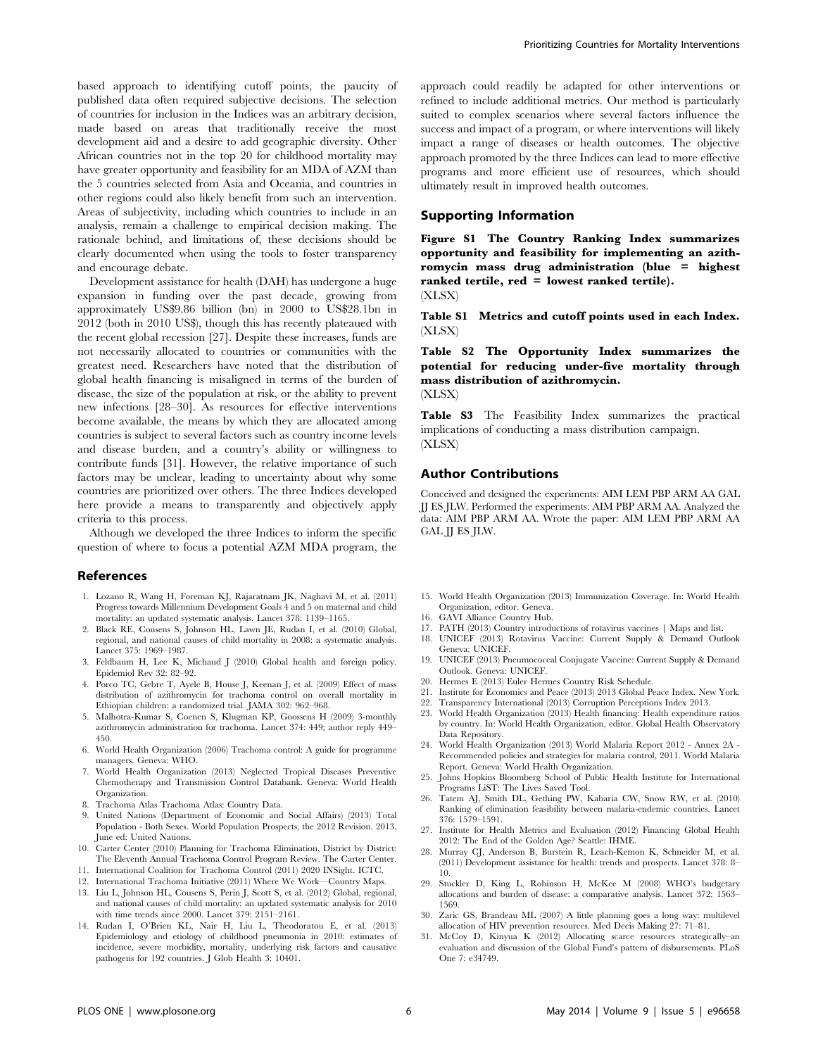based approach to identifying cutoff points, the paucity of published data often required subjective decisions. The selection of countries for inclusion in the Indices was an arbitrary decision, made based on areas that traditionally receive the most development aid and a desire to add geographic diversity. Other African countries not in the top 20 for childhood mortality may have greater opportunity and feasibility for an MDA of AZM than the 5 countries selected from Asia and Oceania, and countries in other regions could also likely benefit from such an intervention. Areas of subjectivity, including which countries to include in an analysis, remain a challenge to empirical decision making. The rationale behind, and limitations of, these decisions should be clearly documented when using the tools to foster transparency and encourage debate.

Development assistance for health (DAH) has undergone a huge expansion in funding over the past decade, growing from approximately US$9.86 billion (bn) in 2000 to US$28.1bn in 2012 (both in 2010 US$), though this has recently plateaued with the recent global recession [27]. Despite these increases, funds are not necessarily allocated to countries or communities with the greatest need. Researchers have noted that the distribution of global health financing is misaligned in terms of the burden of disease, the size of the population at risk, or the ability to prevent new infections [28–30]. As resources for effective interventions become available, the means by which they are allocated among countries is subject to several factors such as country income levels and disease burden, and a country's ability or willingness to contribute funds [31]. However, the relative importance of such factors may be unclear, leading to uncertainty about why some countries are prioritized over others. The three Indices developed here provide a means to transparently and objectively apply criteria to this process.

Although we developed the three Indices to inform the specific question of where to focus a potential AZM MDA program, the approach could readily be adapted for other interventions or refined to include additional metrics. Our method is particularly suited to complex scenarios where several factors influence the success and impact of a program, or where interventions will likely impact a range of diseases or health outcomes. The objective approach promoted by the three Indices can lead to more effective programs and more efficient use of resources, which should ultimately result in improved health outcomes.

## Supporting Information

**Figure S1 The Country Ranking Index summarizes opportunity and feasibility for implementing an azithromycin mass drug administration (blue = highest ranked tertile, red = lowest ranked tertile).**
(XLSX)

**Table S1 Metrics and cutoff points used in each Index.**
(XLSX)

**Table S2 The Opportunity Index summarizes the potential for reducing under-five mortality through mass distribution of azithromycin.**
(XLSX)

**Table S3** The Feasibility Index summarizes the practical implications of conducting a mass distribution campaign.
(XLSX)

## Author Contributions

Conceived and designed the experiments: AIM LEM PBP ARM AA GAL JJ ES JLW. Performed the experiments: AIM PBP ARM AA. Analyzed the data: AIM PBP ARM AA. Wrote the paper: AIM LEM PBP ARM AA GAL JJ ES JLW.

## References

1. Lozano R, Wang H, Foreman KJ, Rajaratnam JK, Naghavi M, et al. (2011) Progress towards Millennium Development Goals 4 and 5 on maternal and child mortality: an updated systematic analysis. Lancet 378: 1139–1165.
2. Black RE, Cousens S, Johnson HL, Lawn JE, Rudan I, et al. (2010) Global, regional, and national causes of child mortality in 2008: a systematic analysis. Lancet 375: 1969–1987.
3. Feldbaum H, Lee K, Michaud J (2010) Global health and foreign policy. Epidemiol Rev 32: 82–92.
4. Porco TC, Gebre T, Ayele B, House J, Keenan J, et al. (2009) Effect of mass distribution of azithromycin for trachoma control on overall mortality in Ethiopian children: a randomized trial. JAMA 302: 962–968.
5. Malhotra-Kumar S, Coenen S, Klugman KP, Goossens H (2009) 3-monthly azithromycin administration for trachoma. Lancet 374: 449; author reply 449–450.
6. World Health Organization (2006) Trachoma control: A guide for programme managers. Geneva: WHO.
7. World Health Organization (2013) Neglected Tropical Diseases Preventive Chemotherapy and Transmission Control Databank. Geneva: World Health Organization.
8. Trachoma Atlas Trachoma Atlas: Country Data.
9. United Nations (Department of Economic and Social Affairs) (2013) Total Population - Both Sexes. World Population Prospects, the 2012 Revision. 2013, June ed: United Nations.
10. Carter Center (2010) Planning for Trachoma Elimination, District by District: The Eleventh Annual Trachoma Control Program Review. The Carter Center.
11. International Coalition for Trachoma Control (2011) 2020 INSight. ICTC.
12. International Trachoma Initiative (2011) Where We Work—Country Maps.
13. Liu L, Johnson HL, Cousens S, Perin J, Scott S, et al. (2012) Global, regional, and national causes of child mortality: an updated systematic analysis for 2010 with time trends since 2000. Lancet 379: 2151–2161.
14. Rudan I, O'Brien KL, Nair H, Liu L, Theodoratou E, et al. (2013) Epidemiology and etiology of childhood pneumonia in 2010: estimates of incidence, severe morbidity, mortality, underlying risk factors and causative pathogens for 192 countries. J Glob Health 3: 10401.
15. World Health Organization (2013) Immunization Coverage. In: World Health Organization, editor. Geneva.
16. GAVI Alliance Country Hub.
17. PATH (2013) Country introductions of rotavirus vaccines | Maps and list.
18. UNICEF (2013) Rotavirus Vaccine: Current Supply & Demand Outlook Geneva: UNICEF.
19. UNICEF (2013) Pneumococcal Conjugate Vaccine: Current Supply & Demand Outlook. Geneva: UNICEF.
20. Hermes E (2013) Euler Hermes Country Risk Schedule.
21. Institute for Economics and Peace (2013) 2013 Global Peace Index. New York.
22. Transparency International (2013) Corruption Perceptions Index 2013.
23. World Health Organization (2013) Health financing: Health expenditure ratios by country. In: World Health Organization, editor. Global Health Observatory Data Repository.
24. World Health Organization (2013) World Malaria Report 2012 - Annex 2A - Recommended policies and strategies for malaria control, 2011. World Malaria Report. Geneva: World Health Organization.
25. Johns Hopkins Bloomberg School of Public Health Institute for International Programs LiST: The Lives Saved Tool.
26. Tatem AJ, Smith DL, Gething PW, Kabaria CW, Snow RW, et al. (2010) Ranking of elimination feasibility between malaria-endemic countries. Lancet 376: 1579–1591.
27. Institute for Health Metrics and Evaluation (2012) Financing Global Health 2012: The End of the Golden Age? Seattle: IHME.
28. Murray CJ, Anderson B, Burstein R, Leach-Kemon K, Schneider M, et al. (2011) Development assistance for health: trends and prospects. Lancet 378: 8–10.
29. Stuckler D, King L, Robinson H, McKee M (2008) WHO's budgetary allocations and burden of disease: a comparative analysis. Lancet 372: 1563–1569.
30. Zaric GS, Brandeau ML (2007) A little planning goes a long way: multilevel allocation of HIV prevention resources. Med Decis Making 27: 71–81.
31. McCoy D, Kinyua K (2012) Allocating scarce resources strategically–an evaluation and discussion of the Global Fund's pattern of disbursements. PLoS One 7: e34749.